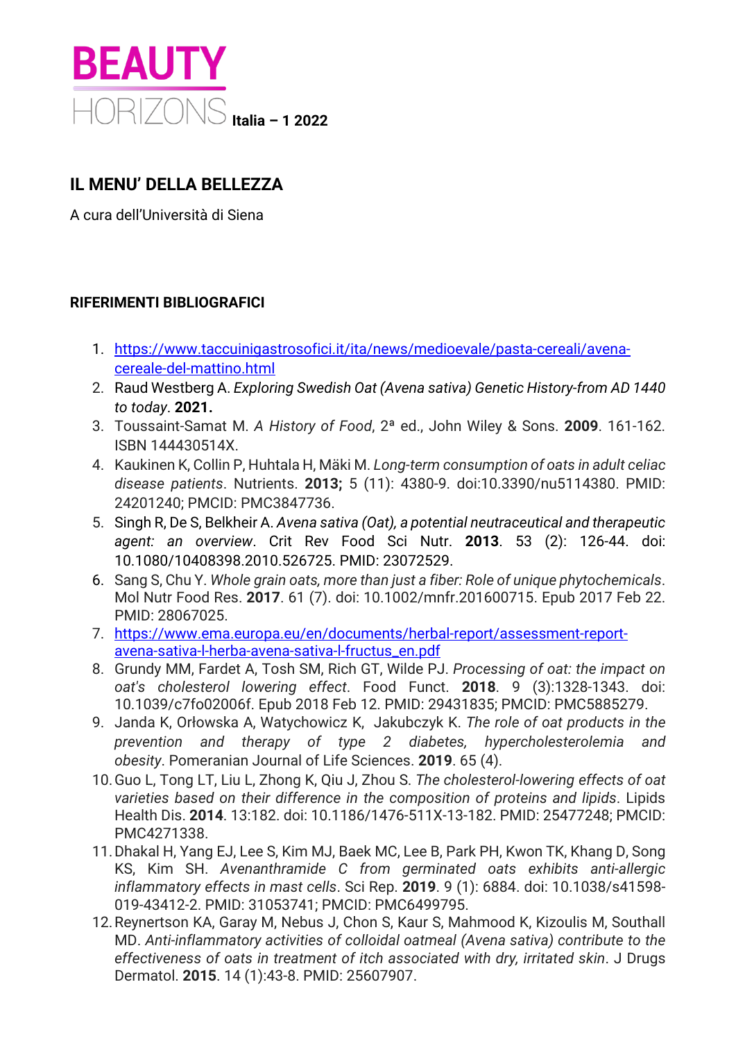**BEAUTY HORIZONS** Italia – 1 2022

## IL MENU' DELLA BELLEZZA

A cura dell'Università di Siena

### RIFERIMENTI BIBLIOGRAFICI

1. https://www.taccuinigastrosofici.it/ita/news/medioevale/pasta-cereali/avena-cereale-del-mattino.html
2. Raud Westberg A. *Exploring Swedish Oat (Avena sativa) Genetic History-from AD 1440 to today*. **2021.**
3. Toussaint-Samat M. *A History of Food*, 2ª ed., John Wiley & Sons. **2009**. 161-162. ISBN 144430514X.
4. Kaukinen K, Collin P, Huhtala H, Mäki M. *Long-term consumption of oats in adult celiac disease patients*. Nutrients. **2013;** 5 (11): 4380-9. doi:10.3390/nu5114380. PMID: 24201240; PMCID: PMC3847736.
5. Singh R, De S, Belkheir A. *Avena sativa (Oat), a potential neutraceutical and therapeutic agent: an overview*. Crit Rev Food Sci Nutr. **2013**. 53 (2): 126-44. doi: 10.1080/10408398.2010.526725. PMID: 23072529.
6. Sang S, Chu Y. *Whole grain oats, more than just a fiber: Role of unique phytochemicals*. Mol Nutr Food Res. **2017**. 61 (7). doi: 10.1002/mnfr.201600715. Epub 2017 Feb 22. PMID: 28067025.
7. https://www.ema.europa.eu/en/documents/herbal-report/assessment-report-avena-sativa-l-herba-avena-sativa-l-fructus_en.pdf
8. Grundy MM, Fardet A, Tosh SM, Rich GT, Wilde PJ. *Processing of oat: the impact on oat's cholesterol lowering effect*. Food Funct. **2018**. 9 (3):1328-1343. doi: 10.1039/c7fo02006f. Epub 2018 Feb 12. PMID: 29431835; PMCID: PMC5885279.
9. Janda K, Orłowska A, Watychowicz K, Jakubczyk K. *The role of oat products in the prevention and therapy of type 2 diabetes, hypercholesterolemia and obesity*. Pomeranian Journal of Life Sciences. **2019**. 65 (4).
10. Guo L, Tong LT, Liu L, Zhong K, Qiu J, Zhou S. *The cholesterol-lowering effects of oat varieties based on their difference in the composition of proteins and lipids*. Lipids Health Dis. **2014**. 13:182. doi: 10.1186/1476-511X-13-182. PMID: 25477248; PMCID: PMC4271338.
11. Dhakal H, Yang EJ, Lee S, Kim MJ, Baek MC, Lee B, Park PH, Kwon TK, Khang D, Song KS, Kim SH. *Avenanthramide C from germinated oats exhibits anti-allergic inflammatory effects in mast cells*. Sci Rep. **2019**. 9 (1): 6884. doi: 10.1038/s41598-019-43412-2. PMID: 31053741; PMCID: PMC6499795.
12. Reynertson KA, Garay M, Nebus J, Chon S, Kaur S, Mahmood K, Kizoulis M, Southall MD. *Anti-inflammatory activities of colloidal oatmeal (Avena sativa) contribute to the effectiveness of oats in treatment of itch associated with dry, irritated skin*. J Drugs Dermatol. **2015**. 14 (1):43-8. PMID: 25607907.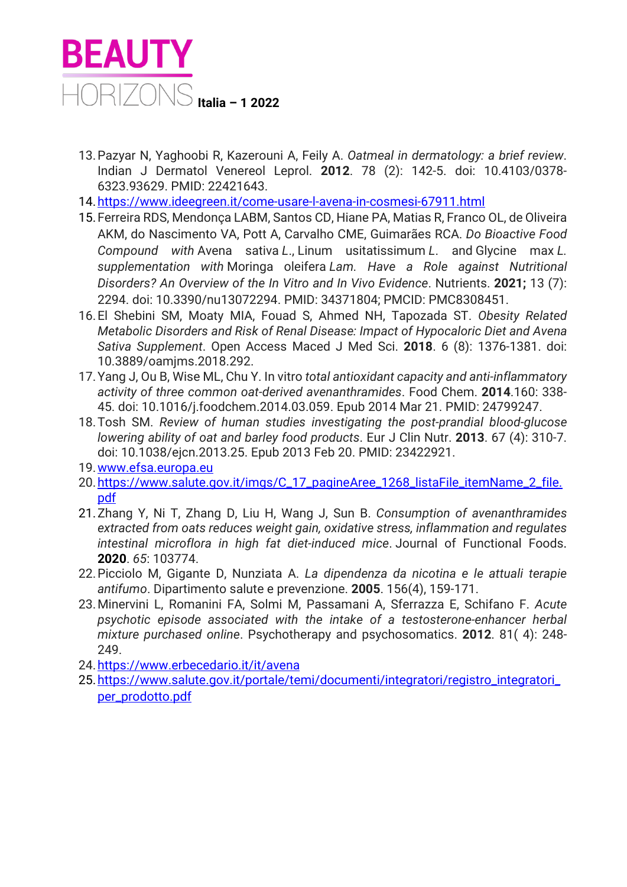13. Pazyar N, Yaghoobi R, Kazerouni A, Feily A. *Oatmeal in dermatology: a brief review*. Indian J Dermatol Venereol Leprol. **2012**. 78 (2): 142-5. doi: 10.4103/0378-6323.93629. PMID: 22421643.
14. https://www.ideegreen.it/come-usare-l-avena-in-cosmesi-67911.html
15. Ferreira RDS, Mendonça LABM, Santos CD, Hiane PA, Matias R, Franco OL, de Oliveira AKM, do Nascimento VA, Pott A, Carvalho CME, Guimarães RCA. *Do Bioactive Food Compound with* Avena sativa *L.,* Linum usitatissimum *L. and* Glycine max *L. supplementation with* Moringa oleifera *Lam. Have a Role against Nutritional Disorders? An Overview of the In Vitro and In Vivo Evidence*. Nutrients. **2021;** 13 (7): 2294. doi: 10.3390/nu13072294. PMID: 34371804; PMCID: PMC8308451.
16. El Shebini SM, Moaty MIA, Fouad S, Ahmed NH, Tapozada ST. *Obesity Related Metabolic Disorders and Risk of Renal Disease: Impact of Hypocaloric Diet and Avena Sativa Supplement*. Open Access Maced J Med Sci. **2018**. 6 (8): 1376-1381. doi: 10.3889/oamjms.2018.292.
17. Yang J, Ou B, Wise ML, Chu Y. In vitro *total antioxidant capacity and anti-inflammatory activity of three common oat-derived avenanthramides*. Food Chem. **2014**.160: 338-45. doi: 10.1016/j.foodchem.2014.03.059. Epub 2014 Mar 21. PMID: 24799247.
18. Tosh SM. *Review of human studies investigating the post-prandial blood-glucose lowering ability of oat and barley food products*. Eur J Clin Nutr. **2013**. 67 (4): 310-7. doi: 10.1038/ejcn.2013.25. Epub 2013 Feb 20. PMID: 23422921.
19. www.efsa.europa.eu
20. https://www.salute.gov.it/imgs/C_17_pagineAree_1268_listaFile_itemName_2_file.pdf
21. Zhang Y, Ni T, Zhang D, Liu H, Wang J, Sun B. *Consumption of avenanthramides extracted from oats reduces weight gain, oxidative stress, inflammation and regulates intestinal microflora in high fat diet-induced mice*. Journal of Functional Foods. **2020**. *65*: 103774.
22. Picciolo M, Gigante D, Nunziata A. *La dipendenza da nicotina e le attuali terapie antifumo*. Dipartimento salute e prevenzione. **2005**. 156(4), 159-171.
23. Minervini L, Romanini FA, Solmi M, Passamani A, Sferrazza E, Schifano F. *Acute psychotic episode associated with the intake of a testosterone-enhancer herbal mixture purchased online*. Psychotherapy and psychosomatics. **2012**. 81( 4): 248-249.
24. https://www.erbecedario.it/it/avena
25. https://www.salute.gov.it/portale/temi/documenti/integratori/registro_integratori_per_prodotto.pdf